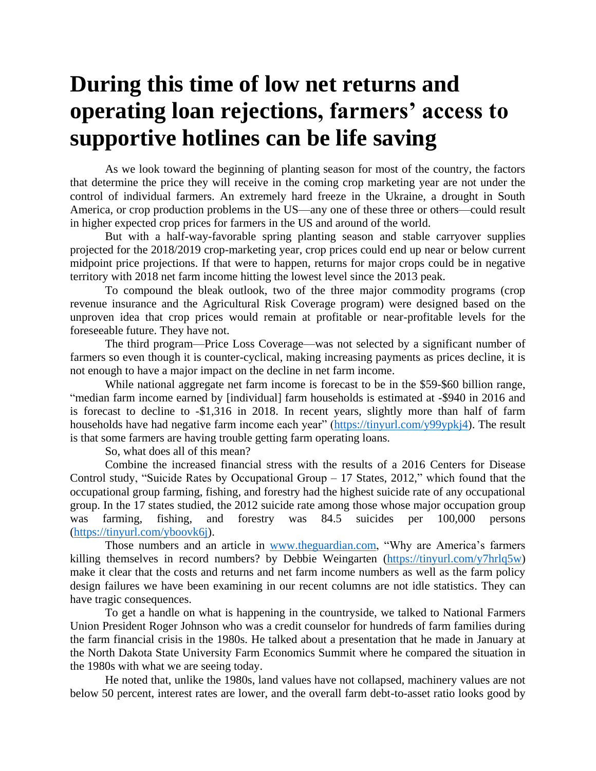# During this time of low net returns and operating loan rejections, farmers' access to supportive hotlines can be life saving

As we look toward the beginning of planting season for most of the country, the factors that determine the price they will receive in the coming crop marketing year are not under the control of individual farmers. An extremely hard freeze in the Ukraine, a drought in South America, or crop production problems in the US—any one of these three or others—could result in higher expected crop prices for farmers in the US and around of the world.

But with a half-way-favorable spring planting season and stable carryover supplies projected for the 2018/2019 crop-marketing year, crop prices could end up near or below current midpoint price projections. If that were to happen, returns for major crops could be in negative territory with 2018 net farm income hitting the lowest level since the 2013 peak.

To compound the bleak outlook, two of the three major commodity programs (crop revenue insurance and the Agricultural Risk Coverage program) were designed based on the unproven idea that crop prices would remain at profitable or near-profitable levels for the foreseeable future. They have not.

The third program—Price Loss Coverage—was not selected by a significant number of farmers so even though it is counter-cyclical, making increasing payments as prices decline, it is not enough to have a major impact on the decline in net farm income.

While national aggregate net farm income is forecast to be in the $59-$60 billion range, "median farm income earned by [individual] farm households is estimated at -$940 in 2016 and is forecast to decline to -$1,316 in 2018. In recent years, slightly more than half of farm households have had negative farm income each year" (https://tinyurl.com/y99ypkj4). The result is that some farmers are having trouble getting farm operating loans.

So, what does all of this mean?

Combine the increased financial stress with the results of a 2016 Centers for Disease Control study, "Suicide Rates by Occupational Group – 17 States, 2012," which found that the occupational group farming, fishing, and forestry had the highest suicide rate of any occupational group. In the 17 states studied, the 2012 suicide rate among those whose major occupation group was farming, fishing, and forestry was 84.5 suicides per 100,000 persons (https://tinyurl.com/yboovk6j).

Those numbers and an article in www.theguardian.com, "Why are America's farmers killing themselves in record numbers? by Debbie Weingarten (https://tinyurl.com/y7hrlq5w) make it clear that the costs and returns and net farm income numbers as well as the farm policy design failures we have been examining in our recent columns are not idle statistics. They can have tragic consequences.

To get a handle on what is happening in the countryside, we talked to National Farmers Union President Roger Johnson who was a credit counselor for hundreds of farm families during the farm financial crisis in the 1980s. He talked about a presentation that he made in January at the North Dakota State University Farm Economics Summit where he compared the situation in the 1980s with what we are seeing today.

He noted that, unlike the 1980s, land values have not collapsed, machinery values are not below 50 percent, interest rates are lower, and the overall farm debt-to-asset ratio looks good by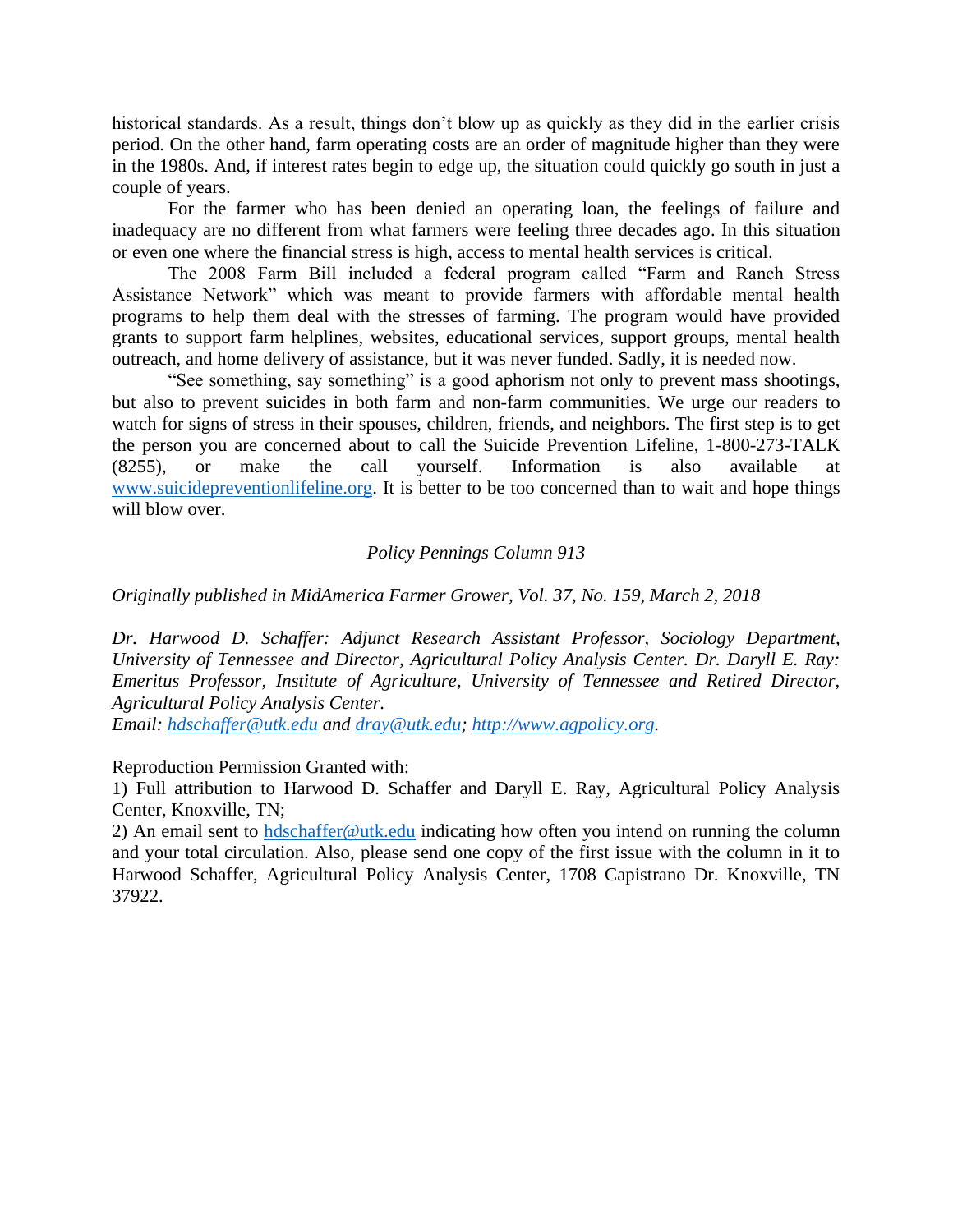historical standards. As a result, things don't blow up as quickly as they did in the earlier crisis period. On the other hand, farm operating costs are an order of magnitude higher than they were in the 1980s. And, if interest rates begin to edge up, the situation could quickly go south in just a couple of years.

For the farmer who has been denied an operating loan, the feelings of failure and inadequacy are no different from what farmers were feeling three decades ago. In this situation or even one where the financial stress is high, access to mental health services is critical.

The 2008 Farm Bill included a federal program called "Farm and Ranch Stress Assistance Network" which was meant to provide farmers with affordable mental health programs to help them deal with the stresses of farming. The program would have provided grants to support farm helplines, websites, educational services, support groups, mental health outreach, and home delivery of assistance, but it was never funded. Sadly, it is needed now.

"See something, say something" is a good aphorism not only to prevent mass shootings, but also to prevent suicides in both farm and non-farm communities. We urge our readers to watch for signs of stress in their spouses, children, friends, and neighbors. The first step is to get the person you are concerned about to call the Suicide Prevention Lifeline, 1-800-273-TALK (8255), or make the call yourself. Information is also available at [www.suicidepreventionlifeline.org](http://www.suicidepreventionlifeline.org). It is better to be too concerned than to wait and hope things will blow over.

*Policy Pennings Column 913*

*Originally published in MidAmerica Farmer Grower, Vol. 37, No. 159, March 2, 2018*

*Dr. Harwood D. Schaffer: Adjunct Research Assistant Professor, Sociology Department, University of Tennessee and Director, Agricultural Policy Analysis Center. Dr. Daryll E. Ray: Emeritus Professor, Institute of Agriculture, University of Tennessee and Retired Director, Agricultural Policy Analysis Center.*
*Email: [hdschaffer@utk.edu](mailto:hdschaffer@utk.edu) and [dray@utk.edu](mailto:dray@utk.edu); [http://www.agpolicy.org](http://www.agpolicy.org).*

Reproduction Permission Granted with:
1) Full attribution to Harwood D. Schaffer and Daryll E. Ray, Agricultural Policy Analysis Center, Knoxville, TN;
2) An email sent to [hdschaffer@utk.edu](mailto:hdschaffer@utk.edu) indicating how often you intend on running the column and your total circulation. Also, please send one copy of the first issue with the column in it to Harwood Schaffer, Agricultural Policy Analysis Center, 1708 Capistrano Dr. Knoxville, TN 37922.